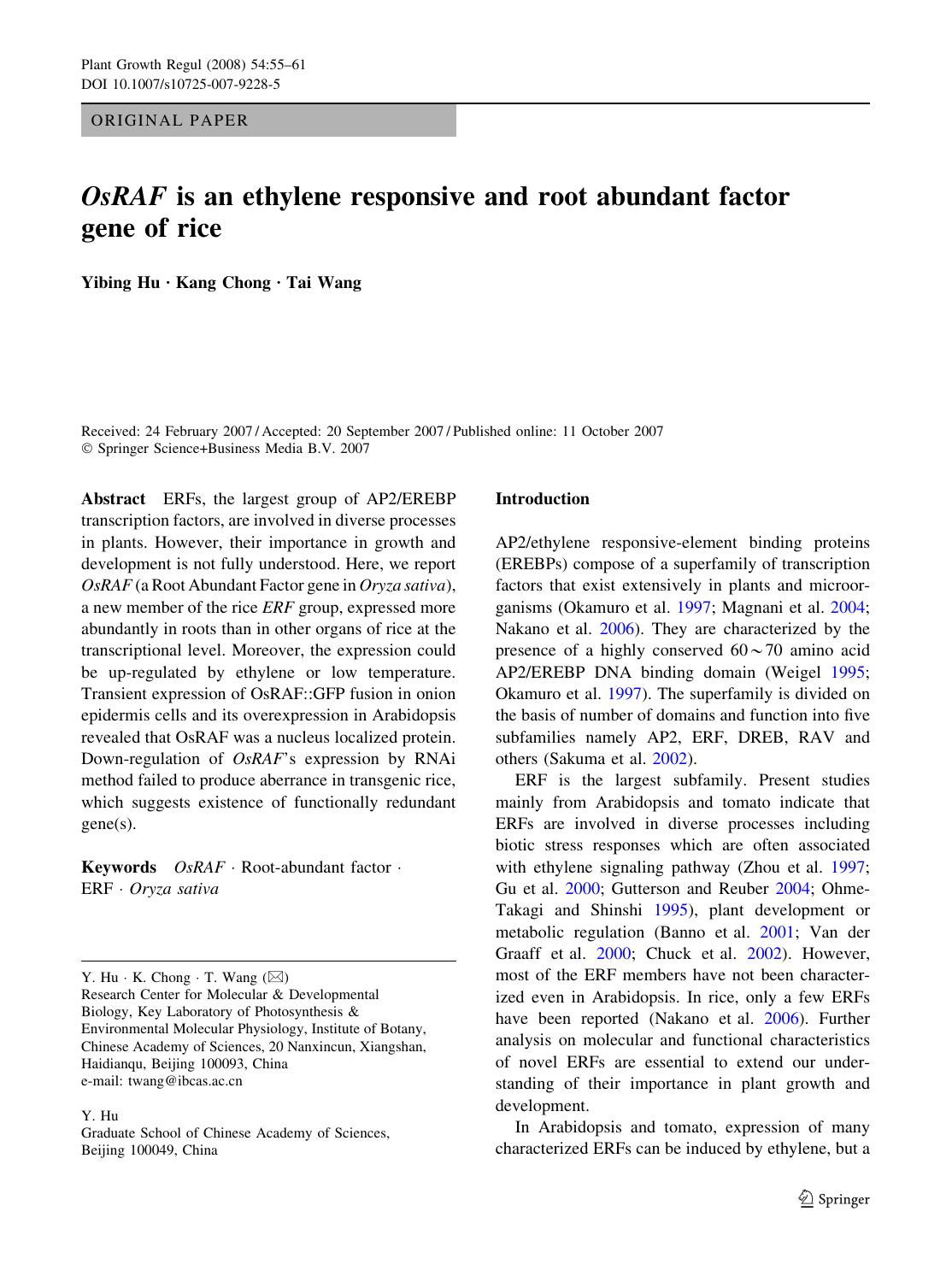ORIGINAL PAPER

# *OsRAF* is an ethylene responsive and root abundant factor gene of rice

**Yibing Hu · Kang Chong · Tai Wang**

Received: 24 February 2007 / Accepted: 20 September 2007 / Published online: 11 October 2007
© Springer Science+Business Media B.V. 2007

**Abstract** ERFs, the largest group of AP2/EREBP transcription factors, are involved in diverse processes in plants. However, their importance in growth and development is not fully understood. Here, we report *OsRAF* (a Root Abundant Factor gene in *Oryza sativa*), a new member of the rice *ERF* group, expressed more abundantly in roots than in other organs of rice at the transcriptional level. Moreover, the expression could be up-regulated by ethylene or low temperature. Transient expression of OsRAF::GFP fusion in onion epidermis cells and its overexpression in Arabidopsis revealed that OsRAF was a nucleus localized protein. Down-regulation of *OsRAF*'s expression by RNAi method failed to produce aberrance in transgenic rice, which suggests existence of functionally redundant gene(s).

**Keywords** *OsRAF* · Root-abundant factor · ERF · *Oryza sativa*

Y. Hu · K. Chong · T. Wang (✉)
Research Center for Molecular & Developmental Biology, Key Laboratory of Photosynthesis & Environmental Molecular Physiology, Institute of Botany, Chinese Academy of Sciences, 20 Nanxincun, Xiangshan, Haidianqu, Beijing 100093, China
e-mail: twang@ibcas.ac.cn

Y. Hu
Graduate School of Chinese Academy of Sciences, Beijing 100049, China

## Introduction

AP2/ethylene responsive-element binding proteins (EREBPs) compose of a superfamily of transcription factors that exist extensively in plants and microorganisms (Okamuro et al. 1997; Magnani et al. 2004; Nakano et al. 2006). They are characterized by the presence of a highly conserved 60 ~ 70 amino acid AP2/EREBP DNA binding domain (Weigel 1995; Okamuro et al. 1997). The superfamily is divided on the basis of number of domains and function into five subfamilies namely AP2, ERF, DREB, RAV and others (Sakuma et al. 2002).

ERF is the largest subfamily. Present studies mainly from Arabidopsis and tomato indicate that ERFs are involved in diverse processes including biotic stress responses which are often associated with ethylene signaling pathway (Zhou et al. 1997; Gu et al. 2000; Gutterson and Reuber 2004; Ohme-Takagi and Shinshi 1995), plant development or metabolic regulation (Banno et al. 2001; Van der Graaff et al. 2000; Chuck et al. 2002). However, most of the ERF members have not been characterized even in Arabidopsis. In rice, only a few ERFs have been reported (Nakano et al. 2006). Further analysis on molecular and functional characteristics of novel ERFs are essential to extend our understanding of their importance in plant growth and development.

In Arabidopsis and tomato, expression of many characterized ERFs can be induced by ethylene, but a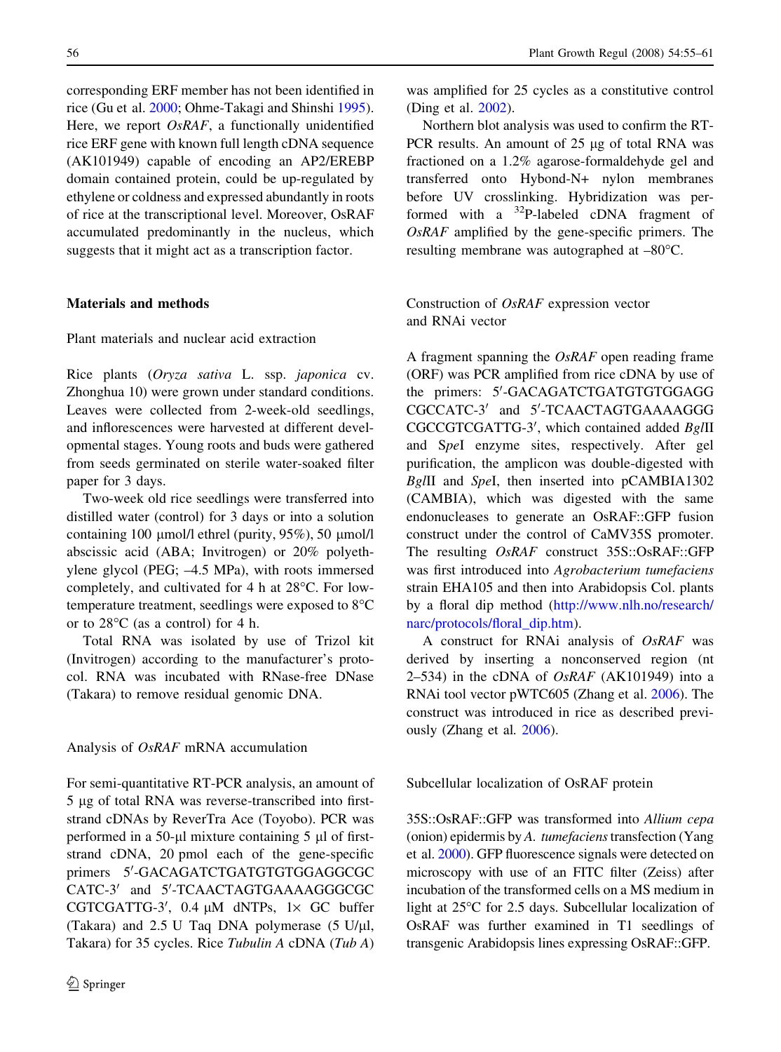corresponding ERF member has not been identified in rice (Gu et al. 2000; Ohme-Takagi and Shinshi 1995). Here, we report *OsRAF*, a functionally unidentified rice ERF gene with known full length cDNA sequence (AK101949) capable of encoding an AP2/EREBP domain contained protein, could be up-regulated by ethylene or coldness and expressed abundantly in roots of rice at the transcriptional level. Moreover, OsRAF accumulated predominantly in the nucleus, which suggests that it might act as a transcription factor.

## Materials and methods

### Plant materials and nuclear acid extraction

Rice plants (*Oryza sativa* L. ssp. *japonica* cv. Zhonghua 10) were grown under standard conditions. Leaves were collected from 2-week-old seedlings, and inflorescences were harvested at different developmental stages. Young roots and buds were gathered from seeds germinated on sterile water-soaked filter paper for 3 days.

Two-week old rice seedlings were transferred into distilled water (control) for 3 days or into a solution containing 100 μmol/l ethrel (purity, 95%), 50 μmol/l abscissic acid (ABA; Invitrogen) or 20% polyethylene glycol (PEG; –4.5 MPa), with roots immersed completely, and cultivated for 4 h at 28°C. For low-temperature treatment, seedlings were exposed to 8°C or to 28°C (as a control) for 4 h.

Total RNA was isolated by use of Trizol kit (Invitrogen) according to the manufacturer's protocol. RNA was incubated with RNase-free DNase (Takara) to remove residual genomic DNA.

### Analysis of *OsRAF* mRNA accumulation

For semi-quantitative RT-PCR analysis, an amount of 5 μg of total RNA was reverse-transcribed into first-strand cDNAs by ReverTra Ace (Toyobo). PCR was performed in a 50-μl mixture containing 5 μl of first-strand cDNA, 20 pmol each of the gene-specific primers 5′-GACAGATCTGATGTGTGGAGGCGCCATC-3′ and 5′-TCAACTAGTGAAAAGGGCGCCGTCGATTG-3′, 0.4 μM dNTPs, 1× GC buffer (Takara) and 2.5 U Taq DNA polymerase (5 U/μl, Takara) for 35 cycles. Rice *Tubulin A* cDNA (*Tub A*) was amplified for 25 cycles as a constitutive control (Ding et al. 2002).

Northern blot analysis was used to confirm the RT-PCR results. An amount of 25 μg of total RNA was fractioned on a 1.2% agarose-formaldehyde gel and transferred onto Hybond-N+ nylon membranes before UV crosslinking. Hybridization was performed with a $^{32}$P-labeled cDNA fragment of *OsRAF* amplified by the gene-specific primers. The resulting membrane was autographed at –80°C.

### Construction of *OsRAF* expression vector and RNAi vector

A fragment spanning the *OsRAF* open reading frame (ORF) was PCR amplified from rice cDNA by use of the primers: 5′-GACAGATCTGATGTGTGGAGGCGCCATC-3′ and 5′-TCAACTAGTGAAAAGGGCGCCGTCGATTG-3′, which contained added *Bgl*II and *Spe*I enzyme sites, respectively. After gel purification, the amplicon was double-digested with *Bgl*II and *Spe*I, then inserted into pCAMBIA1302 (CAMBIA), which was digested with the same endonucleases to generate an OsRAF::GFP fusion construct under the control of CaMV35S promoter. The resulting *OsRAF* construct 35S::OsRAF::GFP was first introduced into *Agrobacterium tumefaciens* strain EHA105 and then into Arabidopsis Col. plants by a floral dip method (http://www.nlh.no/research/narc/protocols/floral_dip.htm).

A construct for RNAi analysis of *OsRAF* was derived by inserting a nonconserved region (nt 2–534) in the cDNA of *OsRAF* (AK101949) into a RNAi tool vector pWTC605 (Zhang et al. 2006). The construct was introduced in rice as described previously (Zhang et al. 2006).

### Subcellular localization of OsRAF protein

35S::OsRAF::GFP was transformed into *Allium cepa* (onion) epidermis by *A. tumefaciens* transfection (Yang et al. 2000). GFP fluorescence signals were detected on microscopy with use of an FITC filter (Zeiss) after incubation of the transformed cells on a MS medium in light at 25°C for 2.5 days. Subcellular localization of OsRAF was further examined in T1 seedlings of transgenic Arabidopsis lines expressing OsRAF::GFP.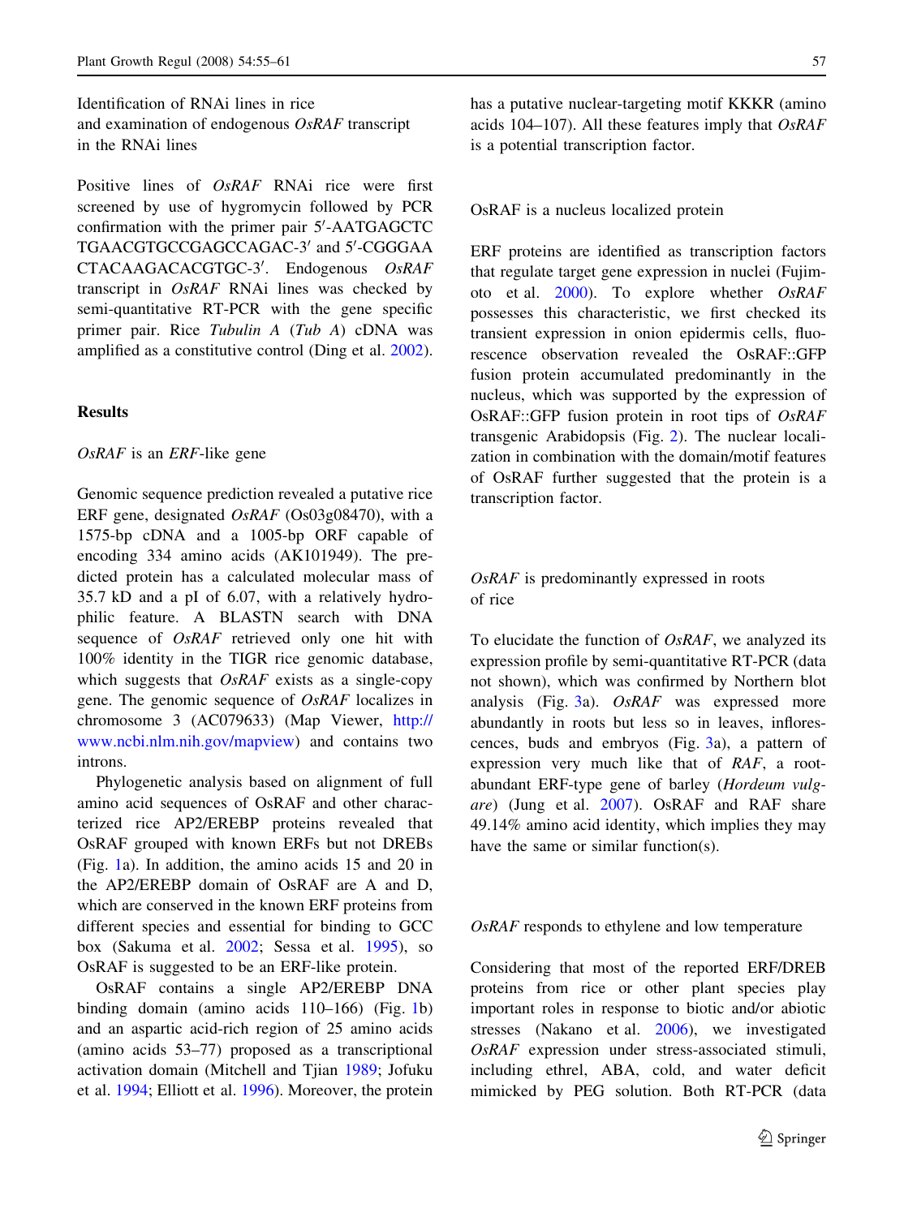### Identification of RNAi lines in rice and examination of endogenous *OsRAF* transcript in the RNAi lines

Positive lines of *OsRAF* RNAi rice were first screened by use of hygromycin followed by PCR confirmation with the primer pair 5′-AATGAGCTC TGAACGTGCCGAGCCAGAC-3′ and 5′-CGGGAA CTACAAGACACGTGC-3′. Endogenous *OsRAF* transcript in *OsRAF* RNAi lines was checked by semi-quantitative RT-PCR with the gene specific primer pair. Rice *Tubulin A* (*Tub A*) cDNA was amplified as a constitutive control (Ding et al. 2002).

## Results

### *OsRAF* is an *ERF*-like gene

Genomic sequence prediction revealed a putative rice ERF gene, designated *OsRAF* (Os03g08470), with a 1575-bp cDNA and a 1005-bp ORF capable of encoding 334 amino acids (AK101949). The predicted protein has a calculated molecular mass of 35.7 kD and a pI of 6.07, with a relatively hydrophilic feature. A BLASTN search with DNA sequence of *OsRAF* retrieved only one hit with 100% identity in the TIGR rice genomic database, which suggests that *OsRAF* exists as a single-copy gene. The genomic sequence of *OsRAF* localizes in chromosome 3 (AC079633) (Map Viewer, http://www.ncbi.nlm.nih.gov/mapview) and contains two introns.

Phylogenetic analysis based on alignment of full amino acid sequences of OsRAF and other characterized rice AP2/EREBP proteins revealed that OsRAF grouped with known ERFs but not DREBs (Fig. 1a). In addition, the amino acids 15 and 20 in the AP2/EREBP domain of OsRAF are A and D, which are conserved in the known ERF proteins from different species and essential for binding to GCC box (Sakuma et al. 2002; Sessa et al. 1995), so OsRAF is suggested to be an ERF-like protein.

OsRAF contains a single AP2/EREBP DNA binding domain (amino acids 110–166) (Fig. 1b) and an aspartic acid-rich region of 25 amino acids (amino acids 53–77) proposed as a transcriptional activation domain (Mitchell and Tjian 1989; Jofuku et al. 1994; Elliott et al. 1996). Moreover, the protein has a putative nuclear-targeting motif KKKR (amino acids 104–107). All these features imply that *OsRAF* is a potential transcription factor.

### OsRAF is a nucleus localized protein

ERF proteins are identified as transcription factors that regulate target gene expression in nuclei (Fujimoto et al. 2000). To explore whether *OsRAF* possesses this characteristic, we first checked its transient expression in onion epidermis cells, fluorescence observation revealed the OsRAF::GFP fusion protein accumulated predominantly in the nucleus, which was supported by the expression of OsRAF::GFP fusion protein in root tips of *OsRAF* transgenic Arabidopsis (Fig. 2). The nuclear localization in combination with the domain/motif features of OsRAF further suggested that the protein is a transcription factor.

### *OsRAF* is predominantly expressed in roots of rice

To elucidate the function of *OsRAF*, we analyzed its expression profile by semi-quantitative RT-PCR (data not shown), which was confirmed by Northern blot analysis (Fig. 3a). *OsRAF* was expressed more abundantly in roots but less so in leaves, inflorescences, buds and embryos (Fig. 3a), a pattern of expression very much like that of *RAF*, a root-abundant ERF-type gene of barley (*Hordeum vulgare*) (Jung et al. 2007). OsRAF and RAF share 49.14% amino acid identity, which implies they may have the same or similar function(s).

### *OsRAF* responds to ethylene and low temperature

Considering that most of the reported ERF/DREB proteins from rice or other plant species play important roles in response to biotic and/or abiotic stresses (Nakano et al. 2006), we investigated *OsRAF* expression under stress-associated stimuli, including ethrel, ABA, cold, and water deficit mimicked by PEG solution. Both RT-PCR (data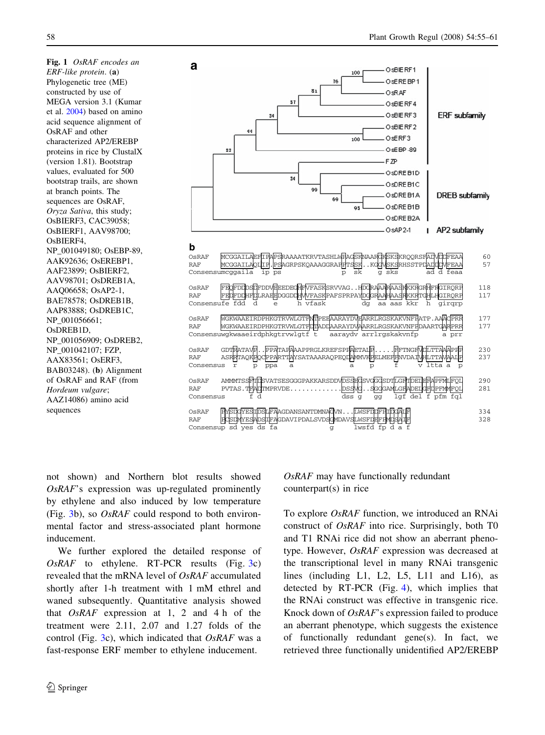**Fig. 1** *OsRAF encodes an ERF-like protein*. (**a**) Phylogenetic tree (ME) constructed by use of MEGA version 3.1 (Kumar et al. 2004) based on amino acid sequence alignment of OsRAF and other characterized AP2/EREBP proteins in rice by ClustalX (version 1.81). Bootstrap values, evaluated for 500 bootstrap trails, are shown at branch points. The sequences are OsRAF, *Oryza Sativa*, this study; OsBIERF3, CAC39058; OsBIERF1, AAV98700; OsBIERF4, NP_001049180; OsEBP-89, AAK92636; OsEREBP1, AAF23899; OsBIERF2, AAV98701; OsDREB1A, AAQ06658; OsAP2-1, BAE78578; OsDREB1B, AAP83888; OsDREB1C, NP_001056661; OsDREB1D, NP_001056909; OsDREB2, NP_001042107; FZP, AAX83561; OsERF3, BAB03248). (**b**) Alignment of OsRAF and RAF (from *Hordeum vulgare*; AAZ14086) amino acid sequences

a

OsBIERF1
OsEREBP1
OsRAF
OsBIERF4
OsBIERF3
OsBIERF2
OsERF3
OsEBP-89
FZP
OsDREB1D
OsDREB1C
OsDREB1A
OsDREB1B
OsDREB2A
OsAP2-1

100
76
81
57
34
44
100
32
34
99
69
95

ERF subfamily
DREB subfamily
AP2 subfamily

b

```
OsRAF     MCGGAILAEFIPAPSRAAAATKRVTASHLWPAGSKNAARGKSKSKRQQRSFADVDDFEAA   60
RAF       MCGGAILAQLIP.PSAGRPSKQAAAGGRAPETSSK..KGGVSKSRHSSTPDADDEVFEAA   57
Consensus mcggaila  ip ps                    p  sk    g sks        ad d feaa

OsRAF     FEQFDDDSDFDDVEEEDEGHFVFASKSRVVAG..HDGRAAARAASKKKRGRHFRGIRQRP  118
RAF       FEDFDDHFDLRAEEDGGDDHVVFASKPAFSPRPAYDGRAAHAASRKKRTGHLHGIRQRP  117
Consensus fe fdd  d     e          h vfask              dg  aa aas kkr   h  girqrp

OsRAF     WGKWAAEIRDPHKGTRVWLGTFNTPEEAARAYDVEARRLRGSKAKVNFPATP.AAACPRR  177
RAF       WGKWAAEIRDPHKGTRVWLGTFDTADDAARAYDVAARRLRGSKAKVNFPDAARTGARPRR  177
Consensus wgkwaaeirdphkgtrvwlgtf  t    aaraydv arrlrgskakvnfp         a prr

OsRAF     GDTRATAVP..PPATAPAAAPPRGLKREFSPPAETALP.....PFTNGFVDLTTAAAPHP  230
RAF       ASRRTAQKPQCPPARTTAYSATAAARAQPEQDAMMVKPELMEFPNVDAIVHLTTAVAALP  237
Consensus      r       p  ppa   a                         a     p          f       v lttaa  a  p

OsRAF     AMMMTSSPTDSVATSESGGGPAKKARSDDVDSSEGSVGGGSDTLGPTDELEFAPFMLFQL  290
RAF       PVTAS.TPALTMPRVDE............DSSVG..SGGGAMLGPADELGFDPFMMFQL  281
Consensus             f  d                              dss g    gg     lgf del  f pfm fql

OsRAF     PYSDGYESIDSLFAAGDANSANTDMNAGVN...LWSFDDFPIDGALF  334
RAF       PCSDMYESADSIFAGDAVIPDALSVDSGMDAVSLWSFDEFPMDSALF  328
Consensus p sd yes ds fa                    g     lwsfd fp d a f
```

not shown) and Northern blot results showed *OsRAF*'s expression was up-regulated prominently by ethylene and also induced by low temperature (Fig. 3b), so *OsRAF* could respond to both environmental factor and stress-associated plant hormone inducement.

We further explored the detailed response of *OsRAF* to ethylene. RT-PCR results (Fig. 3c) revealed that the mRNA level of *OsRAF* accumulated shortly after 1-h treatment with 1 mM ethrel and waned subsequently. Quantitative analysis showed that *OsRAF* expression at 1, 2 and 4 h of the treatment were 2.11, 2.07 and 1.27 folds of the control (Fig. 3c), which indicated that *OsRAF* was a fast-response ERF member to ethylene inducement.

*OsRAF* may have functionally redundant counterpart(s) in rice

To explore *OsRAF* function, we introduced an RNAi construct of *OsRAF* into rice. Surprisingly, both T0 and T1 RNAi rice did not show an aberrant phenotype. However, *OsRAF* expression was decreased at the transcriptional level in many RNAi transgenic lines (including L1, L2, L5, L11 and L16), as detected by RT-PCR (Fig. 4), which implies that the RNAi construct was effective in transgenic rice. Knock down of *OsRAF*'s expression failed to produce an aberrant phenotype, which suggests the existence of functionally redundant gene(s). In fact, we retrieved three functionally unidentified AP2/EREBP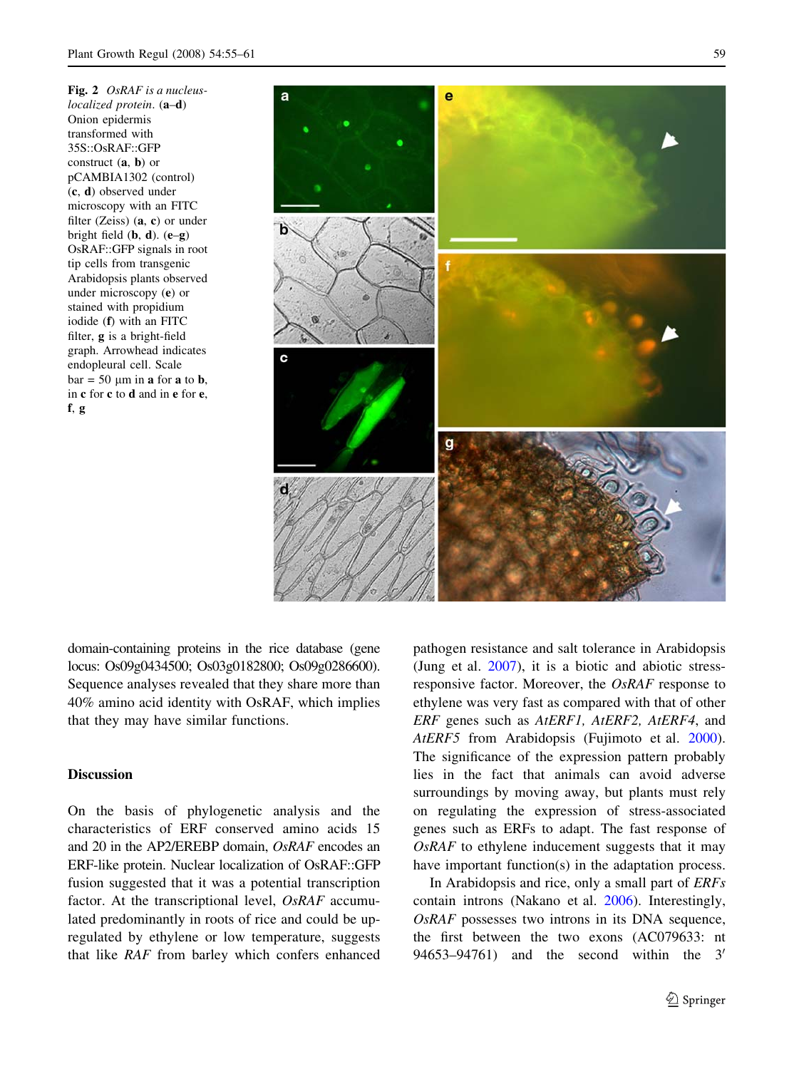**Fig. 2** *OsRAF is a nucleus-localized protein.* (**a**–**d**) Onion epidermis transformed with 35S::OsRAF::GFP construct (**a**, **b**) or pCAMBIA1302 (control) (**c**, **d**) observed under microscopy with an FITC filter (Zeiss) (**a**, **c**) or under bright field (**b**, **d**). (**e**–**g**) OsRAF::GFP signals in root tip cells from transgenic Arabidopsis plants observed under microscopy (**e**) or stained with propidium iodide (**f**) with an FITC filter, **g** is a bright-field graph. Arrowhead indicates endopleural cell. Scale bar = 50 μm in **a** for **a** to **b**, in **c** for **c** to **d** and in **e** for **e**, **f**, **g**

domain-containing proteins in the rice database (gene locus: Os09g0434500; Os03g0182800; Os09g0286600). Sequence analyses revealed that they share more than 40% amino acid identity with OsRAF, which implies that they may have similar functions.

## Discussion

On the basis of phylogenetic analysis and the characteristics of ERF conserved amino acids 15 and 20 in the AP2/EREBP domain, *OsRAF* encodes an ERF-like protein. Nuclear localization of OsRAF::GFP fusion suggested that it was a potential transcription factor. At the transcriptional level, *OsRAF* accumulated predominantly in roots of rice and could be up-regulated by ethylene or low temperature, suggests that like *RAF* from barley which confers enhanced pathogen resistance and salt tolerance in Arabidopsis (Jung et al. 2007), it is a biotic and abiotic stress-responsive factor. Moreover, the *OsRAF* response to ethylene was very fast as compared with that of other *ERF* genes such as *AtERF1, AtERF2, AtERF4*, and *AtERF5* from Arabidopsis (Fujimoto et al. 2000). The significance of the expression pattern probably lies in the fact that animals can avoid adverse surroundings by moving away, but plants must rely on regulating the expression of stress-associated genes such as ERFs to adapt. The fast response of *OsRAF* to ethylene inducement suggests that it may have important function(s) in the adaptation process.

In Arabidopsis and rice, only a small part of *ERFs* contain introns (Nakano et al. 2006). Interestingly, *OsRAF* possesses two introns in its DNA sequence, the first between the two exons (AC079633: nt 94653–94761) and the second within the 3′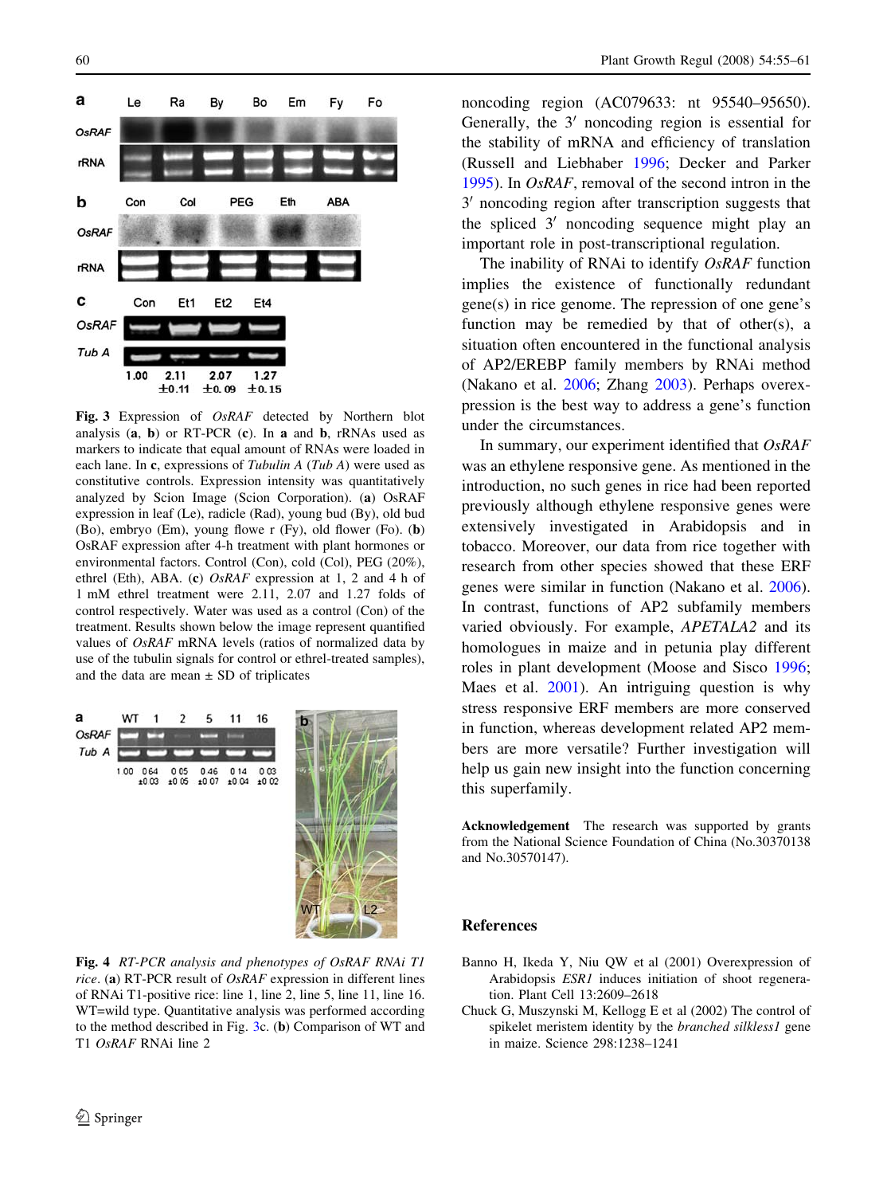a Le Ra By Bo Em Fy Fo

OsRAF

rRNA

b Con Col PEG Eth ABA

OsRAF

rRNA

c Con Et1 Et2 Et4

OsRAF

Tub A

1.00 2.11 ±0.11 2.07 ±0.09 1.27 ±0.15

**Fig. 3** Expression of *OsRAF* detected by Northern blot analysis (**a**, **b**) or RT-PCR (**c**). In **a** and **b**, rRNAs used as markers to indicate that equal amount of RNAs were loaded in each lane. In **c**, expressions of *Tubulin A* (*Tub A*) were used as constitutive controls. Expression intensity was quantitatively analyzed by Scion Image (Scion Corporation). (**a**) OsRAF expression in leaf (Le), radicle (Rad), young bud (By), old bud (Bo), embryo (Em), young flowe r (Fy), old flower (Fo). (**b**) OsRAF expression after 4-h treatment with plant hormones or environmental factors. Control (Con), cold (Col), PEG (20%), ethrel (Eth), ABA. (**c**) *OsRAF* expression at 1, 2 and 4 h of 1 mM ethrel treatment were 2.11, 2.07 and 1.27 folds of control respectively. Water was used as a control (Con) of the treatment. Results shown below the image represent quantified values of *OsRAF* mRNA levels (ratios of normalized data by use of the tubulin signals for control or ethrel-treated samples), and the data are mean ± SD of triplicates

a WT 1 2 5 11 16

OsRAF

Tub A

1.00 0.64 ±0.03 0.05 ±0.05 0.46 ±0.07 0.14 ±0.04 0.03 ±0.02

b

WT L2

**Fig. 4** *RT-PCR analysis and phenotypes of OsRAF RNAi T1 rice*. (**a**) RT-PCR result of *OsRAF* expression in different lines of RNAi T1-positive rice: line 1, line 2, line 5, line 11, line 16. WT=wild type. Quantitative analysis was performed according to the method described in Fig. 3c. (**b**) Comparison of WT and T1 *OsRAF* RNAi line 2

noncoding region (AC079633: nt 95540–95650). Generally, the 3′ noncoding region is essential for the stability of mRNA and efficiency of translation (Russell and Liebhaber 1996; Decker and Parker 1995). In *OsRAF*, removal of the second intron in the 3′ noncoding region after transcription suggests that the spliced 3′ noncoding sequence might play an important role in post-transcriptional regulation.

The inability of RNAi to identify *OsRAF* function implies the existence of functionally redundant gene(s) in rice genome. The repression of one gene's function may be remedied by that of other(s), a situation often encountered in the functional analysis of AP2/EREBP family members by RNAi method (Nakano et al. 2006; Zhang 2003). Perhaps overexpression is the best way to address a gene's function under the circumstances.

In summary, our experiment identified that *OsRAF* was an ethylene responsive gene. As mentioned in the introduction, no such genes in rice had been reported previously although ethylene responsive genes were extensively investigated in Arabidopsis and in tobacco. Moreover, our data from rice together with research from other species showed that these ERF genes were similar in function (Nakano et al. 2006). In contrast, functions of AP2 subfamily members varied obviously. For example, *APETALA2* and its homologues in maize and in petunia play different roles in plant development (Moose and Sisco 1996; Maes et al. 2001). An intriguing question is why stress responsive ERF members are more conserved in function, whereas development related AP2 members are more versatile? Further investigation will help us gain new insight into the function concerning this superfamily.

**Acknowledgement** The research was supported by grants from the National Science Foundation of China (No.30370138 and No.30570147).

## References

Banno H, Ikeda Y, Niu QW et al (2001) Overexpression of Arabidopsis *ESR1* induces initiation of shoot regeneration. Plant Cell 13:2609–2618

Chuck G, Muszynski M, Kellogg E et al (2002) The control of spikelet meristem identity by the *branched silkless1* gene in maize. Science 298:1238–1241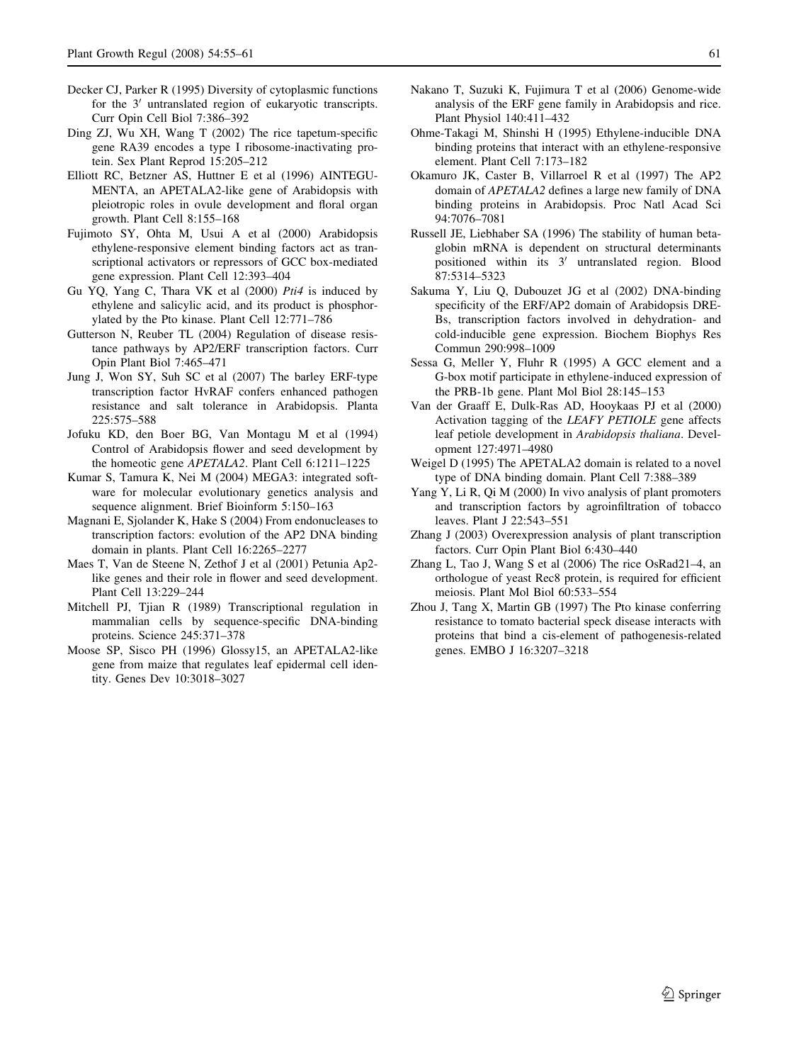Decker CJ, Parker R (1995) Diversity of cytoplasmic functions for the 3′ untranslated region of eukaryotic transcripts. Curr Opin Cell Biol 7:386–392

Ding ZJ, Wu XH, Wang T (2002) The rice tapetum-specific gene RA39 encodes a type I ribosome-inactivating protein. Sex Plant Reprod 15:205–212

Elliott RC, Betzner AS, Huttner E et al (1996) AINTEGUMENTA, an APETALA2-like gene of Arabidopsis with pleiotropic roles in ovule development and floral organ growth. Plant Cell 8:155–168

Fujimoto SY, Ohta M, Usui A et al (2000) Arabidopsis ethylene-responsive element binding factors act as transcriptional activators or repressors of GCC box-mediated gene expression. Plant Cell 12:393–404

Gu YQ, Yang C, Thara VK et al (2000) *Pti4* is induced by ethylene and salicylic acid, and its product is phosphorylated by the Pto kinase. Plant Cell 12:771–786

Gutterson N, Reuber TL (2004) Regulation of disease resistance pathways by AP2/ERF transcription factors. Curr Opin Plant Biol 7:465–471

Jung J, Won SY, Suh SC et al (2007) The barley ERF-type transcription factor HvRAF confers enhanced pathogen resistance and salt tolerance in Arabidopsis. Planta 225:575–588

Jofuku KD, den Boer BG, Van Montagu M et al (1994) Control of Arabidopsis flower and seed development by the homeotic gene *APETALA2*. Plant Cell 6:1211–1225

Kumar S, Tamura K, Nei M (2004) MEGA3: integrated software for molecular evolutionary genetics analysis and sequence alignment. Brief Bioinform 5:150–163

Magnani E, Sjolander K, Hake S (2004) From endonucleases to transcription factors: evolution of the AP2 DNA binding domain in plants. Plant Cell 16:2265–2277

Maes T, Van de Steene N, Zethof J et al (2001) Petunia Ap2-like genes and their role in flower and seed development. Plant Cell 13:229–244

Mitchell PJ, Tjian R (1989) Transcriptional regulation in mammalian cells by sequence-specific DNA-binding proteins. Science 245:371–378

Moose SP, Sisco PH (1996) Glossy15, an APETALA2-like gene from maize that regulates leaf epidermal cell identity. Genes Dev 10:3018–3027

Nakano T, Suzuki K, Fujimura T et al (2006) Genome-wide analysis of the ERF gene family in Arabidopsis and rice. Plant Physiol 140:411–432

Ohme-Takagi M, Shinshi H (1995) Ethylene-inducible DNA binding proteins that interact with an ethylene-responsive element. Plant Cell 7:173–182

Okamuro JK, Caster B, Villarroel R et al (1997) The AP2 domain of *APETALA2* defines a large new family of DNA binding proteins in Arabidopsis. Proc Natl Acad Sci 94:7076–7081

Russell JE, Liebhaber SA (1996) The stability of human beta-globin mRNA is dependent on structural determinants positioned within its 3′ untranslated region. Blood 87:5314–5323

Sakuma Y, Liu Q, Dubouzet JG et al (2002) DNA-binding specificity of the ERF/AP2 domain of Arabidopsis DREBs, transcription factors involved in dehydration- and cold-inducible gene expression. Biochem Biophys Res Commun 290:998–1009

Sessa G, Meller Y, Fluhr R (1995) A GCC element and a G-box motif participate in ethylene-induced expression of the PRB-1b gene. Plant Mol Biol 28:145–153

Van der Graaff E, Dulk-Ras AD, Hooykaas PJ et al (2000) Activation tagging of the *LEAFY PETIOLE* gene affects leaf petiole development in *Arabidopsis thaliana*. Development 127:4971–4980

Weigel D (1995) The APETALA2 domain is related to a novel type of DNA binding domain. Plant Cell 7:388–389

Yang Y, Li R, Qi M (2000) In vivo analysis of plant promoters and transcription factors by agroinfiltration of tobacco leaves. Plant J 22:543–551

Zhang J (2003) Overexpression analysis of plant transcription factors. Curr Opin Plant Biol 6:430–440

Zhang L, Tao J, Wang S et al (2006) The rice OsRad21–4, an orthologue of yeast Rec8 protein, is required for efficient meiosis. Plant Mol Biol 60:533–554

Zhou J, Tang X, Martin GB (1997) The Pto kinase conferring resistance to tomato bacterial speck disease interacts with proteins that bind a cis-element of pathogenesis-related genes. EMBO J 16:3207–3218